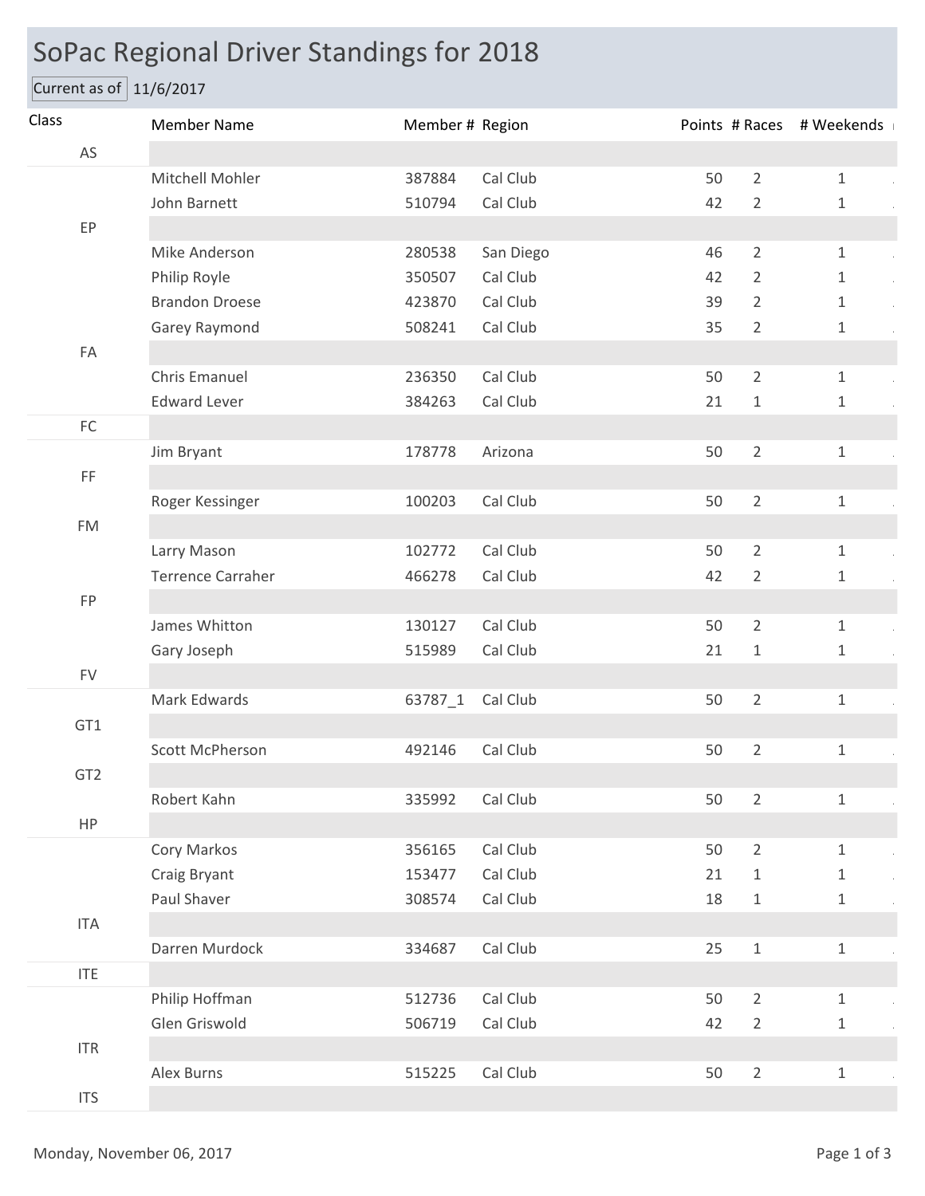# SoPac Regional Driver Standings for 2018

Current as of 11/6/2017

| Class | Member Name | Member # | Region | Points | # Races | # Weekends |
|---|---|---|---|---|---|---|
| AS | | | | | | |
| | Mitchell Mohler | 387884 | Cal Club | 50 | 2 | 1 |
| | John Barnett | 510794 | Cal Club | 42 | 2 | 1 |
| EP | | | | | | |
| | Mike Anderson | 280538 | San Diego | 46 | 2 | 1 |
| | Philip Royle | 350507 | Cal Club | 42 | 2 | 1 |
| | Brandon Droese | 423870 | Cal Club | 39 | 2 | 1 |
| | Garey Raymond | 508241 | Cal Club | 35 | 2 | 1 |
| FA | | | | | | |
| | Chris Emanuel | 236350 | Cal Club | 50 | 2 | 1 |
| | Edward Lever | 384263 | Cal Club | 21 | 1 | 1 |
| FC | | | | | | |
| | Jim Bryant | 178778 | Arizona | 50 | 2 | 1 |
| FF | | | | | | |
| | Roger Kessinger | 100203 | Cal Club | 50 | 2 | 1 |
| FM | | | | | | |
| | Larry Mason | 102772 | Cal Club | 50 | 2 | 1 |
| | Terrence Carraher | 466278 | Cal Club | 42 | 2 | 1 |
| FP | | | | | | |
| | James Whitton | 130127 | Cal Club | 50 | 2 | 1 |
| | Gary Joseph | 515989 | Cal Club | 21 | 1 | 1 |
| FV | | | | | | |
| | Mark Edwards | 63787_1 | Cal Club | 50 | 2 | 1 |
| GT1 | | | | | | |
| | Scott McPherson | 492146 | Cal Club | 50 | 2 | 1 |
| GT2 | | | | | | |
| | Robert Kahn | 335992 | Cal Club | 50 | 2 | 1 |
| HP | | | | | | |
| | Cory Markos | 356165 | Cal Club | 50 | 2 | 1 |
| | Craig Bryant | 153477 | Cal Club | 21 | 1 | 1 |
| | Paul Shaver | 308574 | Cal Club | 18 | 1 | 1 |
| ITA | | | | | | |
| | Darren Murdock | 334687 | Cal Club | 25 | 1 | 1 |
| ITE | | | | | | |
| | Philip Hoffman | 512736 | Cal Club | 50 | 2 | 1 |
| | Glen Griswold | 506719 | Cal Club | 42 | 2 | 1 |
| ITR | | | | | | |
| | Alex Burns | 515225 | Cal Club | 50 | 2 | 1 |
| ITS | | | | | | |

Monday, November 06, 2017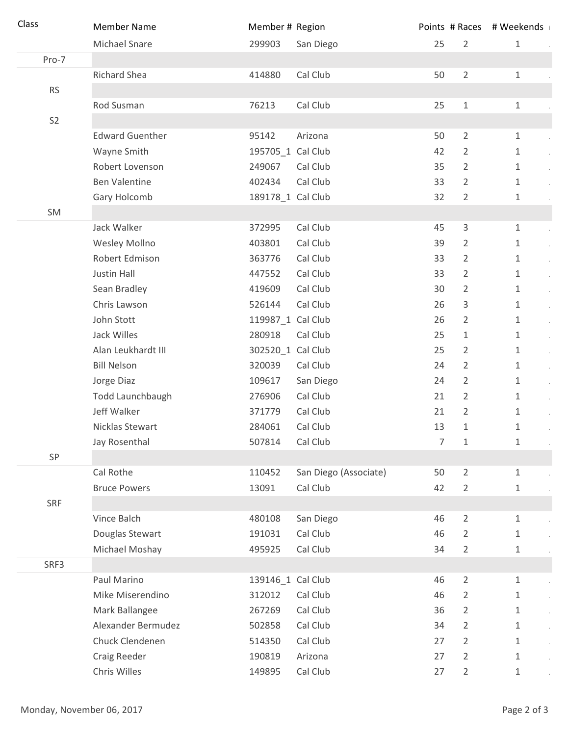| Class | Member Name | Member # | Region | Points | # Races | # Weekends |
| --- | --- | --- | --- | --- | --- | --- |
| | Michael Snare | 299903 | San Diego | 25 | 2 | 1 |
| Pro-7 | | | | | | |
| | Richard Shea | 414880 | Cal Club | 50 | 2 | 1 |
| RS | | | | | | |
| | Rod Susman | 76213 | Cal Club | 25 | 1 | 1 |
| S2 | | | | | | |
| | Edward Guenther | 95142 | Arizona | 50 | 2 | 1 |
| | Wayne Smith | 195705_1 | Cal Club | 42 | 2 | 1 |
| | Robert Lovenson | 249067 | Cal Club | 35 | 2 | 1 |
| | Ben Valentine | 402434 | Cal Club | 33 | 2 | 1 |
| | Gary Holcomb | 189178_1 | Cal Club | 32 | 2 | 1 |
| SM | | | | | | |
| | Jack Walker | 372995 | Cal Club | 45 | 3 | 1 |
| | Wesley Mollno | 403801 | Cal Club | 39 | 2 | 1 |
| | Robert Edmison | 363776 | Cal Club | 33 | 2 | 1 |
| | Justin Hall | 447552 | Cal Club | 33 | 2 | 1 |
| | Sean Bradley | 419609 | Cal Club | 30 | 2 | 1 |
| | Chris Lawson | 526144 | Cal Club | 26 | 3 | 1 |
| | John Stott | 119987_1 | Cal Club | 26 | 2 | 1 |
| | Jack Willes | 280918 | Cal Club | 25 | 1 | 1 |
| | Alan Leukhardt III | 302520_1 | Cal Club | 25 | 2 | 1 |
| | Bill Nelson | 320039 | Cal Club | 24 | 2 | 1 |
| | Jorge Diaz | 109617 | San Diego | 24 | 2 | 1 |
| | Todd Launchbaugh | 276906 | Cal Club | 21 | 2 | 1 |
| | Jeff Walker | 371779 | Cal Club | 21 | 2 | 1 |
| | Nicklas Stewart | 284061 | Cal Club | 13 | 1 | 1 |
| | Jay Rosenthal | 507814 | Cal Club | 7 | 1 | 1 |
| SP | | | | | | |
| | Cal Rothe | 110452 | San Diego (Associate) | 50 | 2 | 1 |
| | Bruce Powers | 13091 | Cal Club | 42 | 2 | 1 |
| SRF | | | | | | |
| | Vince Balch | 480108 | San Diego | 46 | 2 | 1 |
| | Douglas Stewart | 191031 | Cal Club | 46 | 2 | 1 |
| | Michael Moshay | 495925 | Cal Club | 34 | 2 | 1 |
| SRF3 | | | | | | |
| | Paul Marino | 139146_1 | Cal Club | 46 | 2 | 1 |
| | Mike Miserendino | 312012 | Cal Club | 46 | 2 | 1 |
| | Mark Ballangee | 267269 | Cal Club | 36 | 2 | 1 |
| | Alexander Bermudez | 502858 | Cal Club | 34 | 2 | 1 |
| | Chuck Clendenen | 514350 | Cal Club | 27 | 2 | 1 |
| | Craig Reeder | 190819 | Arizona | 27 | 2 | 1 |
| | Chris Willes | 149895 | Cal Club | 27 | 2 | 1 |

Monday, November 06, 2017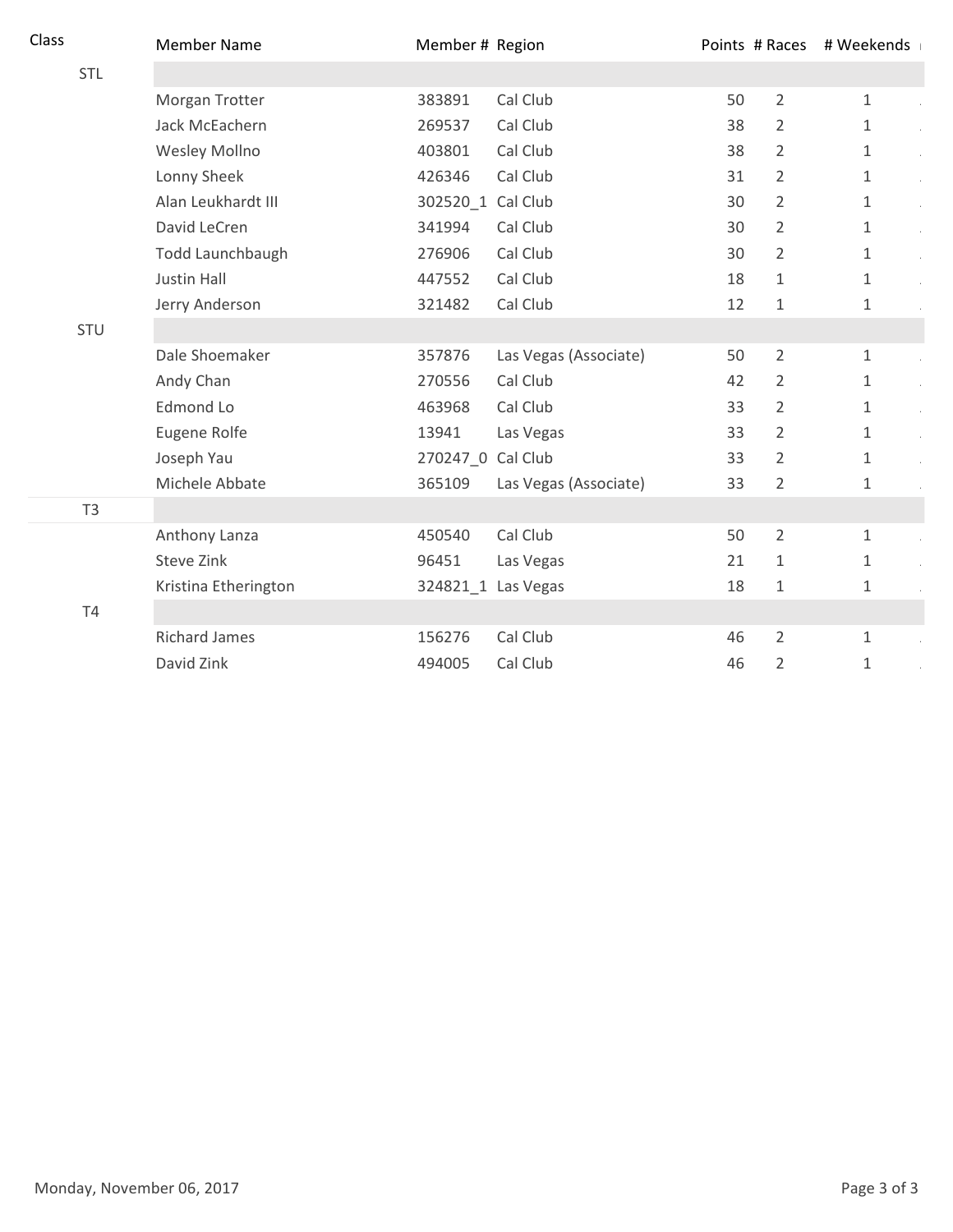| Class | Member Name | Member # | Region | Points | # Races | # Weekends |
|---|---|---|---|---|---|---|
| STL | | | | | | |
| | Morgan Trotter | 383891 | Cal Club | 50 | 2 | 1 |
| | Jack McEachern | 269537 | Cal Club | 38 | 2 | 1 |
| | Wesley Mollno | 403801 | Cal Club | 38 | 2 | 1 |
| | Lonny Sheek | 426346 | Cal Club | 31 | 2 | 1 |
| | Alan Leukhardt III | 302520_1 | Cal Club | 30 | 2 | 1 |
| | David LeCren | 341994 | Cal Club | 30 | 2 | 1 |
| | Todd Launchbaugh | 276906 | Cal Club | 30 | 2 | 1 |
| | Justin Hall | 447552 | Cal Club | 18 | 1 | 1 |
| | Jerry Anderson | 321482 | Cal Club | 12 | 1 | 1 |
| STU | | | | | | |
| | Dale Shoemaker | 357876 | Las Vegas (Associate) | 50 | 2 | 1 |
| | Andy Chan | 270556 | Cal Club | 42 | 2 | 1 |
| | Edmond Lo | 463968 | Cal Club | 33 | 2 | 1 |
| | Eugene Rolfe | 13941 | Las Vegas | 33 | 2 | 1 |
| | Joseph Yau | 270247_0 | Cal Club | 33 | 2 | 1 |
| | Michele Abbate | 365109 | Las Vegas (Associate) | 33 | 2 | 1 |
| T3 | | | | | | |
| | Anthony Lanza | 450540 | Cal Club | 50 | 2 | 1 |
| | Steve Zink | 96451 | Las Vegas | 21 | 1 | 1 |
| | Kristina Etherington | 324821_1 | Las Vegas | 18 | 1 | 1 |
| T4 | | | | | | |
| | Richard James | 156276 | Cal Club | 46 | 2 | 1 |
| | David Zink | 494005 | Cal Club | 46 | 2 | 1 |

Monday, November 06, 2017